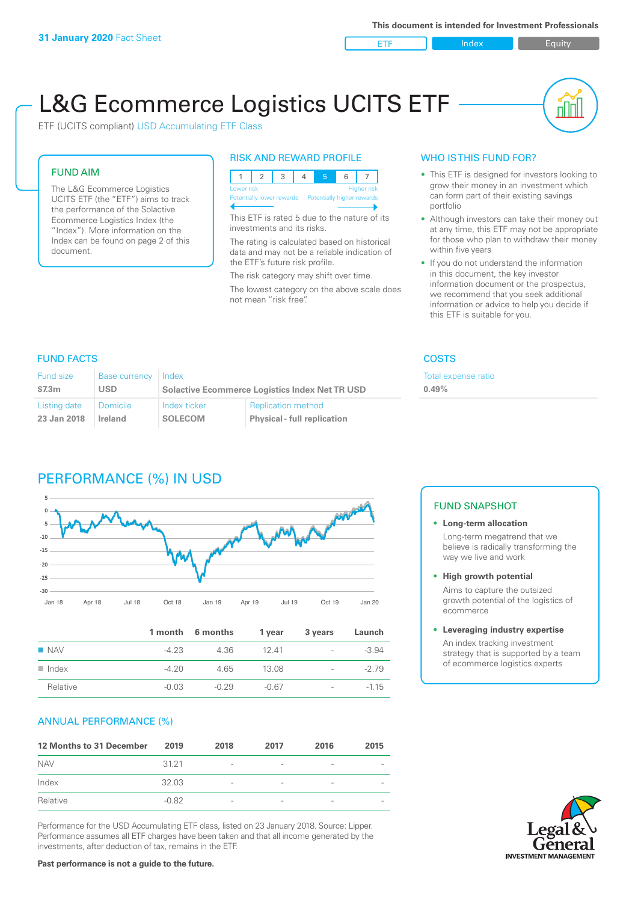**31 January 2020** Fact Sheet

**This document is intended for Investment Professionals**

ETF | Index | Equity

# L&G Ecommerce Logistics UCITS ETF

ETF (UCITS compliant) USD Accumulating ETF Class

## FUND AIM

The L&G Ecommerce Logistics UCITS ETF (the "ETF") aims to track the performance of the Solactive Ecommerce Logistics Index (the "Index"). More information on the Index can be found on page 2 of this document.

## RISK AND REWARD PROFILE

| 1 | 2 | 3 | 4 | 5 | 6 | 7 |
|---|---|---|---|---|---|---|

Lower risk — Higher risk
Potentially lower rewards — Potentially higher rewards

This ETF is rated 5 due to the nature of its investments and its risks.

The rating is calculated based on historical data and may not be a reliable indication of the ETF's future risk profile.

The risk category may shift over time.

The lowest category on the above scale does not mean "risk free".

## WHO IS THIS FUND FOR?

- This ETF is designed for investors looking to grow their money in an investment which can form part of their existing savings portfolio
- Although investors can take their money out at any time, this ETF may not be appropriate for those who plan to withdraw their money within five years
- If you do not understand the information in this document, the key investor information document or the prospectus, we recommend that you seek additional information or advice to help you decide if this ETF is suitable for you.

## FUND FACTS

| Fund size | Base currency | Index | |
|---|---|---|---|
| $7.3m | USD | Solactive Ecommerce Logistics Index Net TR USD | |
| **Listing date** | **Domicile** | **Index ticker** | **Replication method** |
| 23 Jan 2018 | Ireland | SOLECOM | Physical - full replication |

## COSTS

| Total expense ratio |
|---|
| 0.49% |

## PERFORMANCE (%) IN USD

| | 1 month | 6 months | 1 year | 3 years | Launch |
|---|---|---|---|---|---|
| NAV | -4.23 | 4.36 | 12.41 | - | -3.94 |
| Index | -4.20 | 4.65 | 13.08 | - | -2.79 |
| Relative | -0.03 | -0.29 | -0.67 | - | -1.15 |

## FUND SNAPSHOT

- **Long-term allocation**
  Long-term megatrend that we believe is radically transforming the way we live and work
- **High growth potential**
  Aims to capture the outsized growth potential of the logistics of ecommerce
- **Leveraging industry expertise**
  An index tracking investment strategy that is supported by a team of ecommerce logistics experts

## ANNUAL PERFORMANCE (%)

| 12 Months to 31 December | 2019 | 2018 | 2017 | 2016 | 2015 |
|---|---|---|---|---|---|
| NAV | 31.21 | - | - | - | - |
| Index | 32.03 | - | - | - | - |
| Relative | -0.82 | - | - | - | - |

Performance for the USD Accumulating ETF class, listed on 23 January 2018. Source: Lipper. Performance assumes all ETF charges have been taken and that all income generated by the investments, after deduction of tax, remains in the ETF.

**Past performance is not a guide to the future.**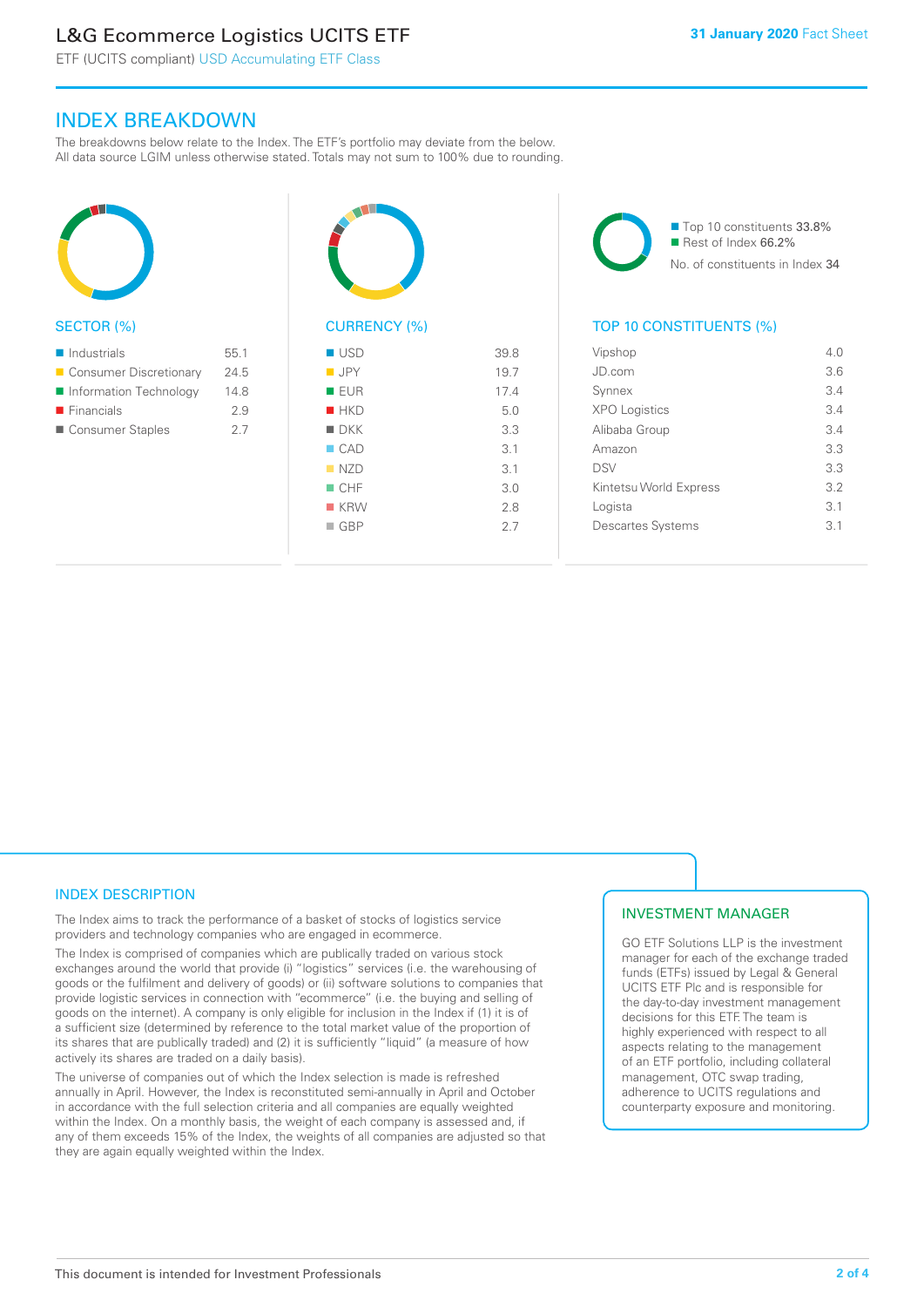## INDEX BREAKDOWN

The breakdowns below relate to the Index. The ETF's portfolio may deviate from the below. All data source LGIM unless otherwise stated. Totals may not sum to 100% due to rounding.

### SECTOR (%)

| Sector | % |
|---|---|
| Industrials | 55.1 |
| Consumer Discretionary | 24.5 |
| Information Technology | 14.8 |
| Financials | 2.9 |
| Consumer Staples | 2.7 |

### CURRENCY (%)

| Currency | % |
|---|---|
| USD | 39.8 |
| JPY | 19.7 |
| EUR | 17.4 |
| HKD | 5.0 |
| DKK | 3.3 |
| CAD | 3.1 |
| NZD | 3.1 |
| CHF | 3.0 |
| KRW | 2.8 |
| GBP | 2.7 |

- Top 10 constituents 33.8%
- Rest of Index 66.2%

No. of constituents in Index 34

### TOP 10 CONSTITUENTS (%)

| Constituent | % |
|---|---|
| Vipshop | 4.0 |
| JD.com | 3.6 |
| Synnex | 3.4 |
| XPO Logistics | 3.4 |
| Alibaba Group | 3.4 |
| Amazon | 3.3 |
| DSV | 3.3 |
| Kintetsu World Express | 3.2 |
| Logista | 3.1 |
| Descartes Systems | 3.1 |

### INDEX DESCRIPTION

The Index aims to track the performance of a basket of stocks of logistics service providers and technology companies who are engaged in ecommerce.

The Index is comprised of companies which are publically traded on various stock exchanges around the world that provide (i) "logistics" services (i.e. the warehousing of goods or the fulfilment and delivery of goods) or (ii) software solutions to companies that provide logistic services in connection with "ecommerce" (i.e. the buying and selling of goods on the internet). A company is only eligible for inclusion in the Index if (1) it is of a sufficient size (determined by reference to the total market value of the proportion of its shares that are publically traded) and (2) it is sufficiently "liquid" (a measure of how actively its shares are traded on a daily basis).

The universe of companies out of which the Index selection is made is refreshed annually in April. However, the Index is reconstituted semi-annually in April and October in accordance with the full selection criteria and all companies are equally weighted within the Index. On a monthly basis, the weight of each company is assessed and, if any of them exceeds 15% of the Index, the weights of all companies are adjusted so that they are again equally weighted within the Index.

### INVESTMENT MANAGER

GO ETF Solutions LLP is the investment manager for each of the exchange traded funds (ETFs) issued by Legal & General UCITS ETF Plc and is responsible for the day-to-day investment management decisions for this ETF. The team is highly experienced with respect to all aspects relating to the management of an ETF portfolio, including collateral management, OTC swap trading, adherence to UCITS regulations and counterparty exposure and monitoring.

This document is intended for Investment Professionals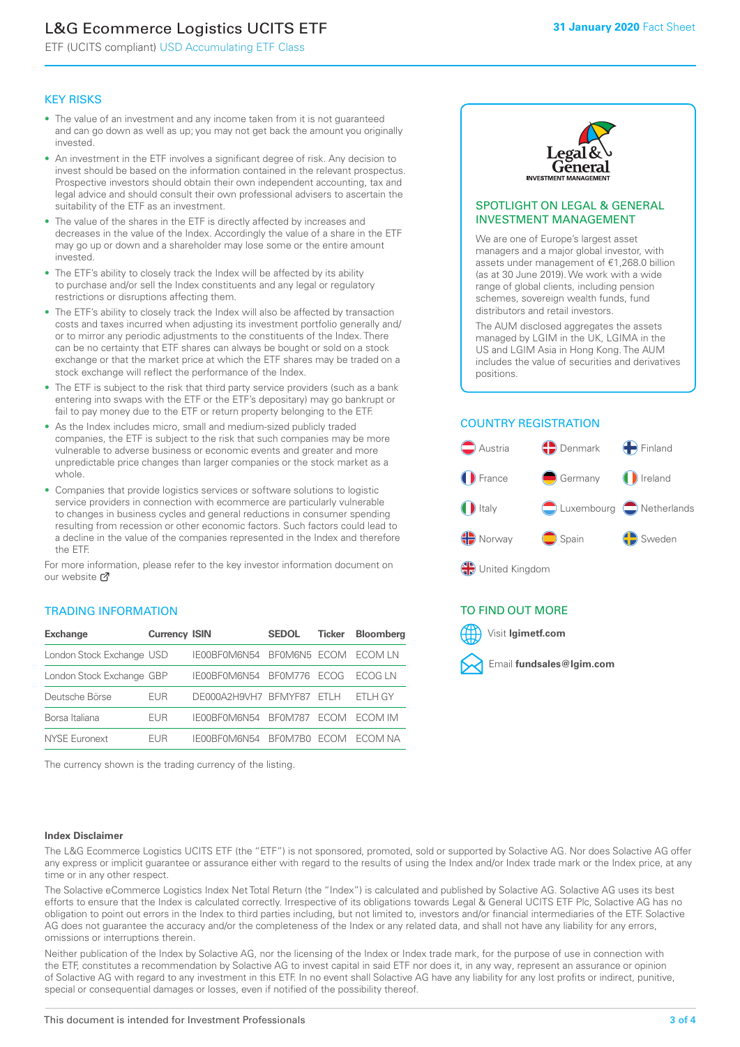# L&G Ecommerce Logistics UCITS ETF

ETF (UCITS compliant) USD Accumulating ETF Class

**31 January 2020** Fact Sheet

## KEY RISKS

- The value of an investment and any income taken from it is not guaranteed and can go down as well as up; you may not get back the amount you originally invested.
- An investment in the ETF involves a significant degree of risk. Any decision to invest should be based on the information contained in the relevant prospectus. Prospective investors should obtain their own independent accounting, tax and legal advice and should consult their own professional advisers to ascertain the suitability of the ETF as an investment.
- The value of the shares in the ETF is directly affected by increases and decreases in the value of the Index. Accordingly the value of a share in the ETF may go up or down and a shareholder may lose some or the entire amount invested.
- The ETF's ability to closely track the Index will be affected by its ability to purchase and/or sell the Index constituents and any legal or regulatory restrictions or disruptions affecting them.
- The ETF's ability to closely track the Index will also be affected by transaction costs and taxes incurred when adjusting its investment portfolio generally and/or to mirror any periodic adjustments to the constituents of the Index. There can be no certainty that ETF shares can always be bought or sold on a stock exchange or that the market price at which the ETF shares may be traded on a stock exchange will reflect the performance of the Index.
- The ETF is subject to the risk that third party service providers (such as a bank entering into swaps with the ETF or the ETF's depositary) may go bankrupt or fail to pay money due to the ETF or return property belonging to the ETF.
- As the Index includes micro, small and medium-sized publicly traded companies, the ETF is subject to the risk that such companies may be more vulnerable to adverse business or economic events and greater and more unpredictable price changes than larger companies or the stock market as a whole.
- Companies that provide logistics services or software solutions to logistic service providers in connection with ecommerce are particularly vulnerable to changes in business cycles and general reductions in consumer spending resulting from recession or other economic factors. Such factors could lead to a decline in the value of the companies represented in the Index and therefore the ETF.

For more information, please refer to the key investor information document on our website

## TRADING INFORMATION

| Exchange | Currency | ISIN | SEDOL | Ticker | Bloomberg |
|---|---|---|---|---|---|
| London Stock Exchange | USD | IE00BF0M6N54 | BF0M6N5 | ECOM | ECOM LN |
| London Stock Exchange | GBP | IE00BF0M6N54 | BF0M776 | ECOG | ECOG LN |
| Deutsche Börse | EUR | DE000A2H9VH7 | BFMYF87 | ETLH | ETLH GY |
| Borsa Italiana | EUR | IE00BF0M6N54 | BF0M787 | ECOM | ECOM IM |
| NYSE Euronext | EUR | IE00BF0M6N54 | BF0M7B0 | ECOM | ECOM NA |

The currency shown is the trading currency of the listing.

## SPOTLIGHT ON LEGAL & GENERAL INVESTMENT MANAGEMENT

We are one of Europe's largest asset managers and a major global investor, with assets under management of €1,268.0 billion (as at 30 June 2019). We work with a wide range of global clients, including pension schemes, sovereign wealth funds, fund distributors and retail investors.

The AUM disclosed aggregates the assets managed by LGIM in the UK, LGIMA in the US and LGIM Asia in Hong Kong. The AUM includes the value of securities and derivatives positions.

## COUNTRY REGISTRATION

Austria, Denmark, Finland, France, Germany, Ireland, Italy, Luxembourg, Netherlands, Norway, Spain, Sweden, United Kingdom

## TO FIND OUT MORE

Visit **lgimetf.com**

Email **fundsales@lgim.com**

**Index Disclaimer**

The L&G Ecommerce Logistics UCITS ETF (the "ETF") is not sponsored, promoted, sold or supported by Solactive AG. Nor does Solactive AG offer any express or implicit guarantee or assurance either with regard to the results of using the Index and/or Index trade mark or the Index price, at any time or in any other respect.

The Solactive eCommerce Logistics Index Net Total Return (the "Index") is calculated and published by Solactive AG. Solactive AG uses its best efforts to ensure that the Index is calculated correctly. Irrespective of its obligations towards Legal & General UCITS ETF Plc, Solactive AG has no obligation to point out errors in the Index to third parties including, but not limited to, investors and/or financial intermediaries of the ETF. Solactive AG does not guarantee the accuracy and/or the completeness of the Index or any related data, and shall not have any liability for any errors, omissions or interruptions therein.

Neither publication of the Index by Solactive AG, nor the licensing of the Index or Index trade mark, for the purpose of use in connection with the ETF, constitutes a recommendation by Solactive AG to invest capital in said ETF nor does it, in any way, represent an assurance or opinion of Solactive AG with regard to any investment in this ETF. In no event shall Solactive AG have any liability for any lost profits or indirect, punitive, special or consequential damages or losses, even if notified of the possibility thereof.

This document is intended for Investment Professionals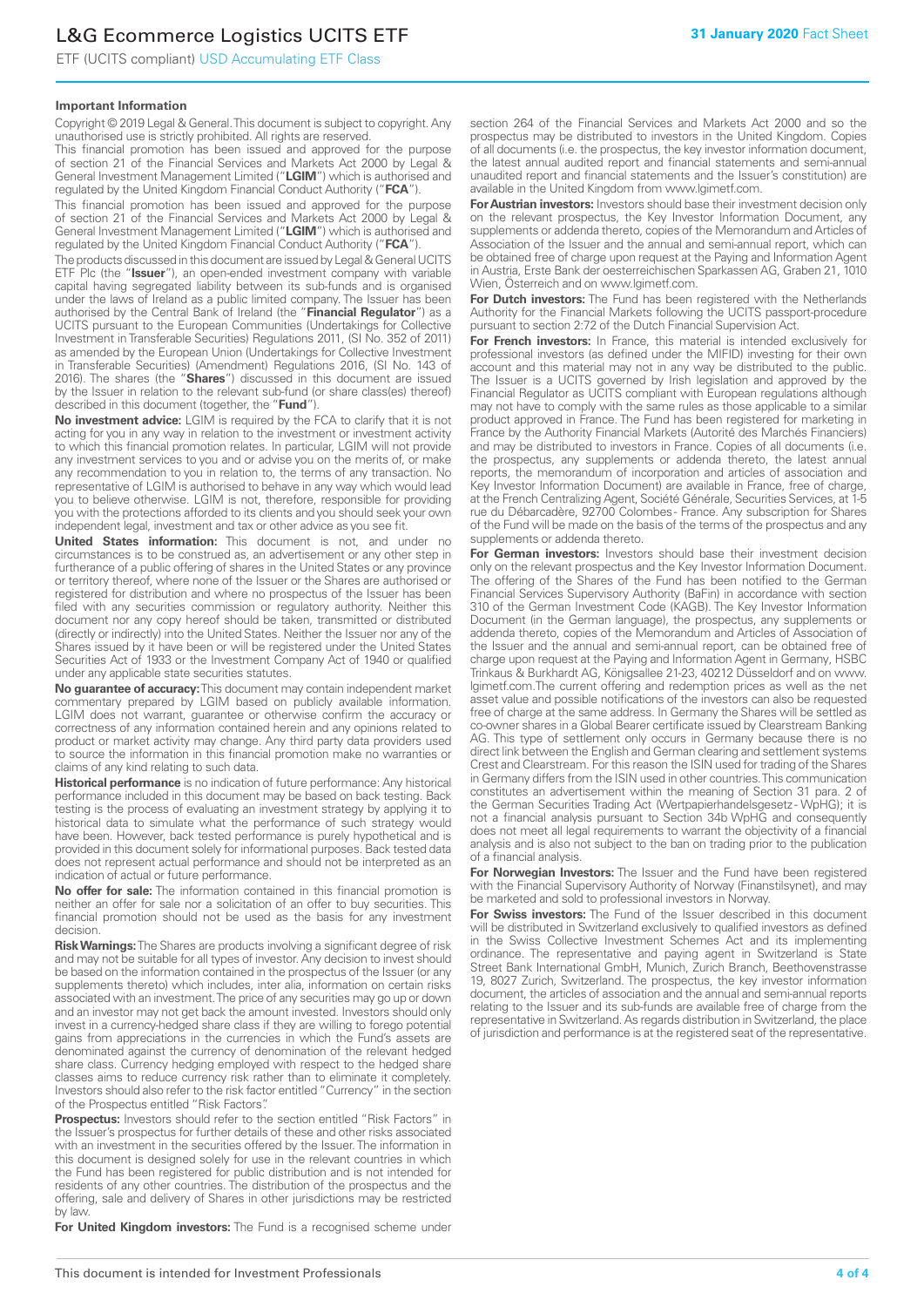### Important Information

Copyright © 2019 Legal & General. This document is subject to copyright. Any unauthorised use is strictly prohibited. All rights are reserved.

This financial promotion has been issued and approved for the purpose of section 21 of the Financial Services and Markets Act 2000 by Legal & General Investment Management Limited ("**LGIM**") which is authorised and regulated by the United Kingdom Financial Conduct Authority ("**FCA**").

This financial promotion has been issued and approved for the purpose of section 21 of the Financial Services and Markets Act 2000 by Legal & General Investment Management Limited ("**LGIM**") which is authorised and regulated by the United Kingdom Financial Conduct Authority ("**FCA**").

The products discussed in this document are issued by Legal & General UCITS ETF Plc (the "**Issuer**"), an open-ended investment company with variable capital having segregated liability between its sub-funds and is organised under the laws of Ireland as a public limited company. The Issuer has been authorised by the Central Bank of Ireland (the "**Financial Regulator**") as a UCITS pursuant to the European Communities (Undertakings for Collective Investment in Transferable Securities) Regulations 2011, (SI No. 352 of 2011) as amended by the European Union (Undertakings for Collective Investment in Transferable Securities) (Amendment) Regulations 2016, (SI No. 143 of 2016). The shares (the "**Shares**") discussed in this document are issued by the Issuer in relation to the relevant sub-fund (or share class(es) thereof) described in this document (together, the "**Fund**").

**No investment advice:** LGIM is required by the FCA to clarify that it is not acting for you in any way in relation to the investment or investment activity to which this financial promotion relates. In particular, LGIM will not provide any investment services to you and or advise you on the merits of, or make any recommendation to you in relation to, the terms of any transaction. No representative of LGIM is authorised to behave in any way which would lead you to believe otherwise. LGIM is not, therefore, responsible for providing you with the protections afforded to its clients and you should seek your own independent legal, investment and tax or other advice as you see fit.

**United States information:** This document is not, and under no circumstances is to be construed as, an advertisement or any other step in furtherance of a public offering of shares in the United States or any province or territory thereof, where none of the Issuer or the Shares are authorised or registered for distribution and where no prospectus of the Issuer has been filed with any securities commission or regulatory authority. Neither this document nor any copy hereof should be taken, transmitted or distributed (directly or indirectly) into the United States. Neither the Issuer nor any of the Shares issued by it have been or will be registered under the United States Securities Act of 1933 or the Investment Company Act of 1940 or qualified under any applicable state securities statutes.

**No guarantee of accuracy:** This document may contain independent market commentary prepared by LGIM based on publicly available information. LGIM does not warrant, guarantee or otherwise confirm the accuracy or correctness of any information contained herein and any opinions related to product or market activity may change. Any third party data providers used to source the information in this financial promotion make no warranties or claims of any kind relating to such data.

**Historical performance** is no indication of future performance: Any historical performance included in this document may be based on back testing. Back testing is the process of evaluating an investment strategy by applying it to historical data to simulate what the performance of such strategy would have been. However, back tested performance is purely hypothetical and is provided in this document solely for informational purposes. Back tested data does not represent actual performance and should not be interpreted as an indication of actual or future performance.

**No offer for sale:** The information contained in this financial promotion is neither an offer for sale nor a solicitation of an offer to buy securities. This financial promotion should not be used as the basis for any investment decision.

**Risk Warnings:** The Shares are products involving a significant degree of risk and may not be suitable for all types of investor. Any decision to invest should be based on the information contained in the prospectus of the Issuer (or any supplements thereto) which includes, inter alia, information on certain risks associated with an investment. The price of any securities may go up or down and an investor may not get back the amount invested. Investors should only invest in a currency-hedged share class if they are willing to forego potential gains from appreciations in the currencies in which the Fund's assets are denominated against the currency of denomination of the relevant hedged share class. Currency hedging employed with respect to the hedged share classes aims to reduce currency risk rather than to eliminate it completely. Investors should also refer to the risk factor entitled "Currency" in the section of the Prospectus entitled "Risk Factors".

**Prospectus:** Investors should refer to the section entitled "Risk Factors" in the Issuer's prospectus for further details of these and other risks associated with an investment in the securities offered by the Issuer. The information in this document is designed solely for use in the relevant countries in which the Fund has been registered for public distribution and is not intended for residents of any other countries. The distribution of the prospectus and the offering, sale and delivery of Shares in other jurisdictions may be restricted by law.

**For United Kingdom investors:** The Fund is a recognised scheme under section 264 of the Financial Services and Markets Act 2000 and so the prospectus may be distributed to investors in the United Kingdom. Copies of all documents (i.e. the prospectus, the key investor information document, the latest annual audited report and financial statements and semi-annual unaudited report and financial statements and the Issuer's constitution) are available in the United Kingdom from www.lgimetf.com.

**For Austrian investors:** Investors should base their investment decision only on the relevant prospectus, the Key Investor Information Document, any supplements or addenda thereto, copies of the Memorandum and Articles of Association of the Issuer and the annual and semi-annual report, which can be obtained free of charge upon request at the Paying and Information Agent in Austria, Erste Bank der oesterreichischen Sparkassen AG, Graben 21, 1010 Wien, Österreich and on www.lgimetf.com.

**For Dutch investors:** The Fund has been registered with the Netherlands Authority for the Financial Markets following the UCITS passport-procedure pursuant to section 2:72 of the Dutch Financial Supervision Act.

**For French investors:** In France, this material is intended exclusively for professional investors (as defined under the MIFID) investing for their own account and this material may not in any way be distributed to the public. The Issuer is a UCITS governed by Irish legislation and approved by the Financial Regulator as UCITS compliant with European regulations although may not have to comply with the same rules as those applicable to a similar product approved in France. The Fund has been registered for marketing in France by the Authority Financial Markets (Autorité des Marchés Financiers) and may be distributed to investors in France. Copies of all documents (i.e. the prospectus, any supplements or addenda thereto, the latest annual reports, the memorandum of incorporation and articles of association and Key Investor Information Document) are available in France, free of charge, at the French Centralizing Agent, Société Générale, Securities Services, at 1-5 rue du Débarcadère, 92700 Colombes - France. Any subscription for Shares of the Fund will be made on the basis of the terms of the prospectus and any supplements or addenda thereto.

**For German investors:** Investors should base their investment decision only on the relevant prospectus and the Key Investor Information Document. The offering of the Shares of the Fund has been notified to the German Financial Services Supervisory Authority (BaFin) in accordance with section 310 of the German Investment Code (KAGB). The Key Investor Information Document (in the German language), the prospectus, any supplements or addenda thereto, copies of the Memorandum and Articles of Association of the Issuer and the annual and semi-annual report, can be obtained free of charge upon request at the Paying and Information Agent in Germany, HSBC Trinkaus & Burkhardt AG, Königsallee 21-23, 40212 Düsseldorf and on www.lgimetf.com. The current offering and redemption prices as well as the net asset value and possible notifications of the investors can also be requested free of charge at the same address. In Germany the Shares will be settled as co-owner shares in a Global Bearer certificate issued by Clearstream Banking AG. This type of settlement only occurs in Germany because there is no direct link between the English and German clearing and settlement systems Crest and Clearstream. For this reason the ISIN used for trading of the Shares in Germany differs from the ISIN used in other countries. This communication constitutes an advertisement within the meaning of Section 31 para. 2 of the German Securities Trading Act (Wertpapierhandelsgesetz - WpHG); it is not a financial analysis pursuant to Section 34b WpHG and consequently does not meet all legal requirements to warrant the objectivity of a financial analysis and is also not subject to the ban on trading prior to the publication of a financial analysis.

**For Norwegian Investors:** The Issuer and the Fund have been registered with the Financial Supervisory Authority of Norway (Finanstilsynet), and may be marketed and sold to professional investors in Norway.

**For Swiss investors:** The Fund of the Issuer described in this document will be distributed in Switzerland exclusively to qualified investors as defined in the Swiss Collective Investment Schemes Act and its implementing ordinance. The representative and paying agent in Switzerland is State Street Bank International GmbH, Munich, Zurich Branch, Beethovenstrasse 19, 8027 Zurich, Switzerland. The prospectus, the key investor information document, the articles of association and the annual and semi-annual reports relating to the Issuer and its sub-funds are available free of charge from the representative in Switzerland. As regards distribution in Switzerland, the place of jurisdiction and performance is at the registered seat of the representative.